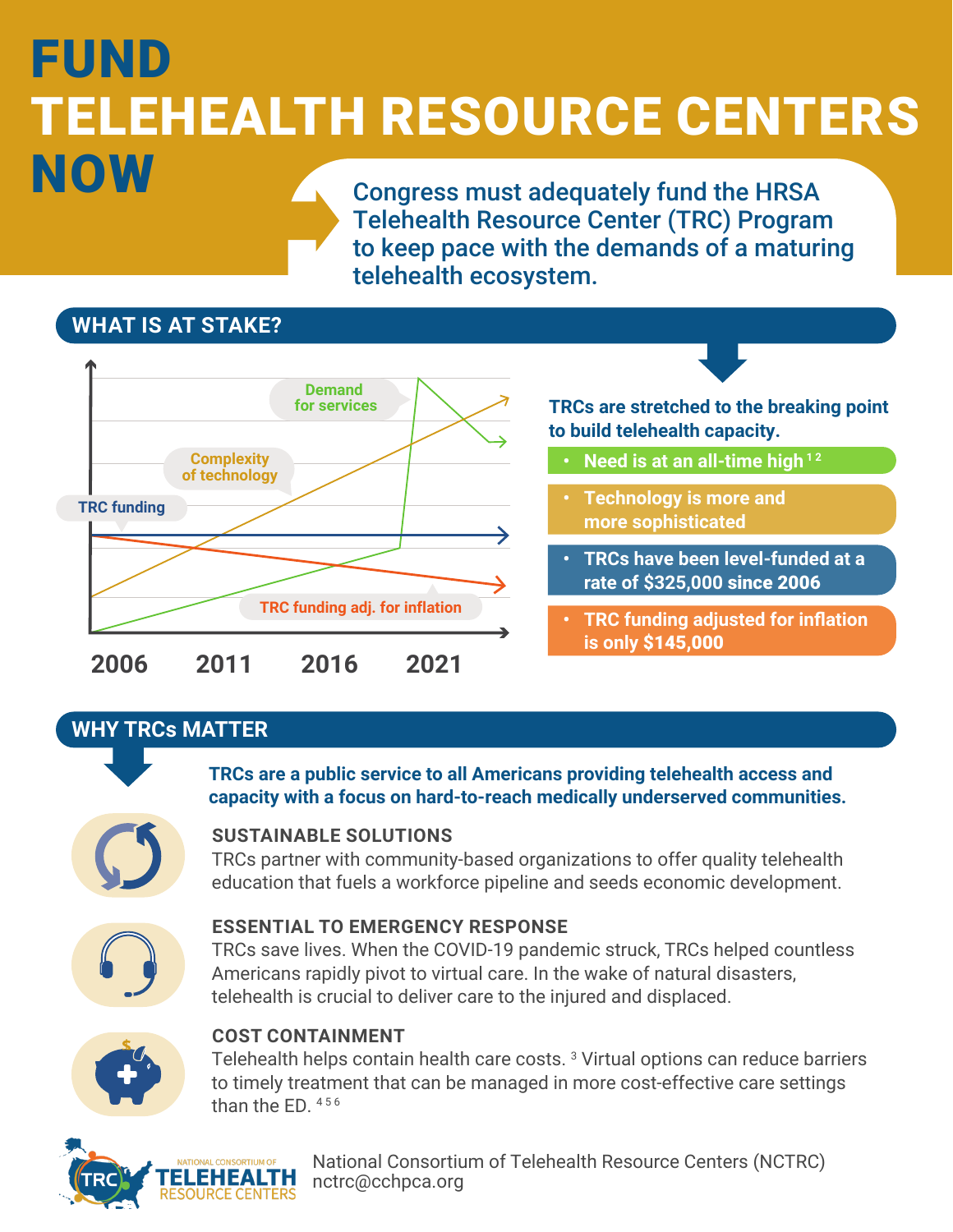# FUND TELEHEALTH RESOURCE CENTERS NOW

Congress must adequately fund the HRSA Telehealth Resource Center (TRC) Program to keep pace with the demands of a maturing telehealth ecosystem.

## WHAT IS AT STAKE?

Demand for services

Complexity of technology

TRC funding

TRC funding adj. for inflation

2006
2011
2016
2021

**TRCs are stretched to the breaking point to build telehealth capacity.**

- **Need is at an all-time high** [1,2]
- **Technology is more and more sophisticated**
- **TRCs have been level-funded at a rate of $325,000 since 2006**
- **TRC funding adjusted for inflation is only $145,000**

## WHY TRCs MATTER

**TRCs are a public service to all Americans providing telehealth access and capacity with a focus on hard-to-reach medically underserved communities.**

### SUSTAINABLE SOLUTIONS

TRCs partner with community-based organizations to offer quality telehealth education that fuels a workforce pipeline and seeds economic development.

### ESSENTIAL TO EMERGENCY RESPONSE

TRCs save lives. When the COVID-19 pandemic struck, TRCs helped countless Americans rapidly pivot to virtual care. In the wake of natural disasters, telehealth is crucial to deliver care to the injured and displaced.

### COST CONTAINMENT

Telehealth helps contain health care costs. [3] Virtual options can reduce barriers to timely treatment that can be managed in more cost-effective care settings than the ED. [4,5,6]

National Consortium of Telehealth Resource Centers (NCTRC)
nctrc@cchpca.org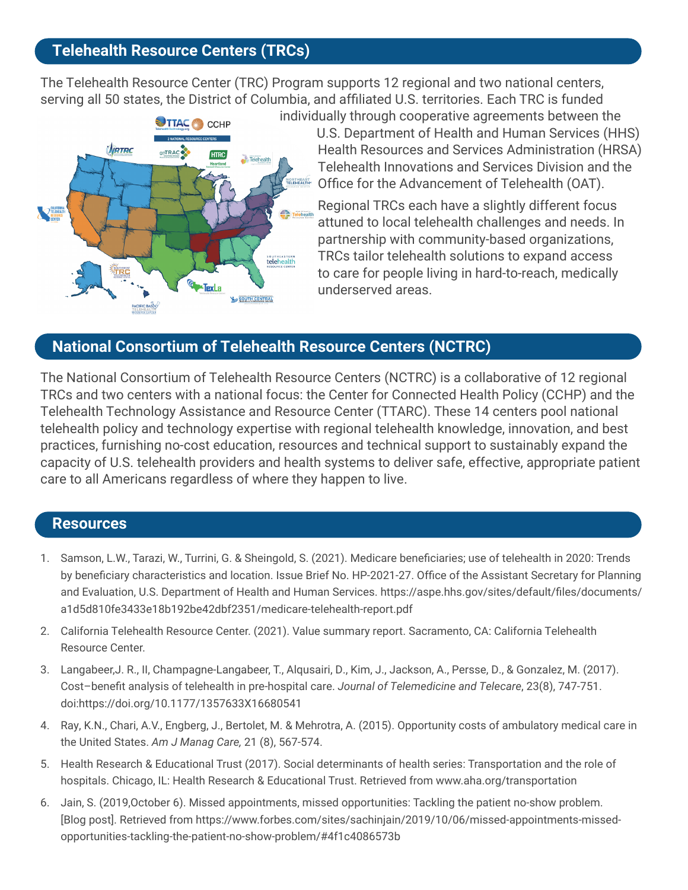## Telehealth Resource Centers (TRCs)

The Telehealth Resource Center (TRC) Program supports 12 regional and two national centers, serving all 50 states, the District of Columbia, and affiliated U.S. territories. Each TRC is funded individually through cooperative agreements between the U.S. Department of Health and Human Services (HHS) Health Resources and Services Administration (HRSA) Telehealth Innovations and Services Division and the Office for the Advancement of Telehealth (OAT).

Regional TRCs each have a slightly different focus attuned to local telehealth challenges and needs. In partnership with community-based organizations, TRCs tailor telehealth solutions to expand access to care for people living in hard-to-reach, medically underserved areas.

## National Consortium of Telehealth Resource Centers (NCTRC)

The National Consortium of Telehealth Resource Centers (NCTRC) is a collaborative of 12 regional TRCs and two centers with a national focus: the Center for Connected Health Policy (CCHP) and the Telehealth Technology Assistance and Resource Center (TTARC). These 14 centers pool national telehealth policy and technology expertise with regional telehealth knowledge, innovation, and best practices, furnishing no-cost education, resources and technical support to sustainably expand the capacity of U.S. telehealth providers and health systems to deliver safe, effective, appropriate patient care to all Americans regardless of where they happen to live.

## Resources

1. Samson, L.W., Tarazi, W., Turrini, G. & Sheingold, S. (2021). Medicare beneficiaries; use of telehealth in 2020: Trends by beneficiary characteristics and location. Issue Brief No. HP-2021-27. Office of the Assistant Secretary for Planning and Evaluation, U.S. Department of Health and Human Services. https://aspe.hhs.gov/sites/default/files/documents/a1d5d810fe3433e18b192be42dbf2351/medicare-telehealth-report.pdf
2. California Telehealth Resource Center. (2021). Value summary report. Sacramento, CA: California Telehealth Resource Center.
3. Langabeer,J. R., II, Champagne-Langabeer, T., Alqusairi, D., Kim, J., Jackson, A., Persse, D., & Gonzalez, M. (2017). Cost–benefit analysis of telehealth in pre-hospital care. *Journal of Telemedicine and Telecare*, 23(8), 747-751. doi:https://doi.org/10.1177/1357633X16680541
4. Ray, K.N., Chari, A.V., Engberg, J., Bertolet, M. & Mehrotra, A. (2015). Opportunity costs of ambulatory medical care in the United States. *Am J Manag Care,* 21 (8), 567-574.
5. Health Research & Educational Trust (2017). Social determinants of health series: Transportation and the role of hospitals. Chicago, IL: Health Research & Educational Trust. Retrieved from www.aha.org/transportation
6. Jain, S. (2019,October 6). Missed appointments, missed opportunities: Tackling the patient no-show problem. [Blog post]. Retrieved from https://www.forbes.com/sites/sachinjain/2019/10/06/missed-appointments-missed-opportunities-tackling-the-patient-no-show-problem/#4f1c4086573b